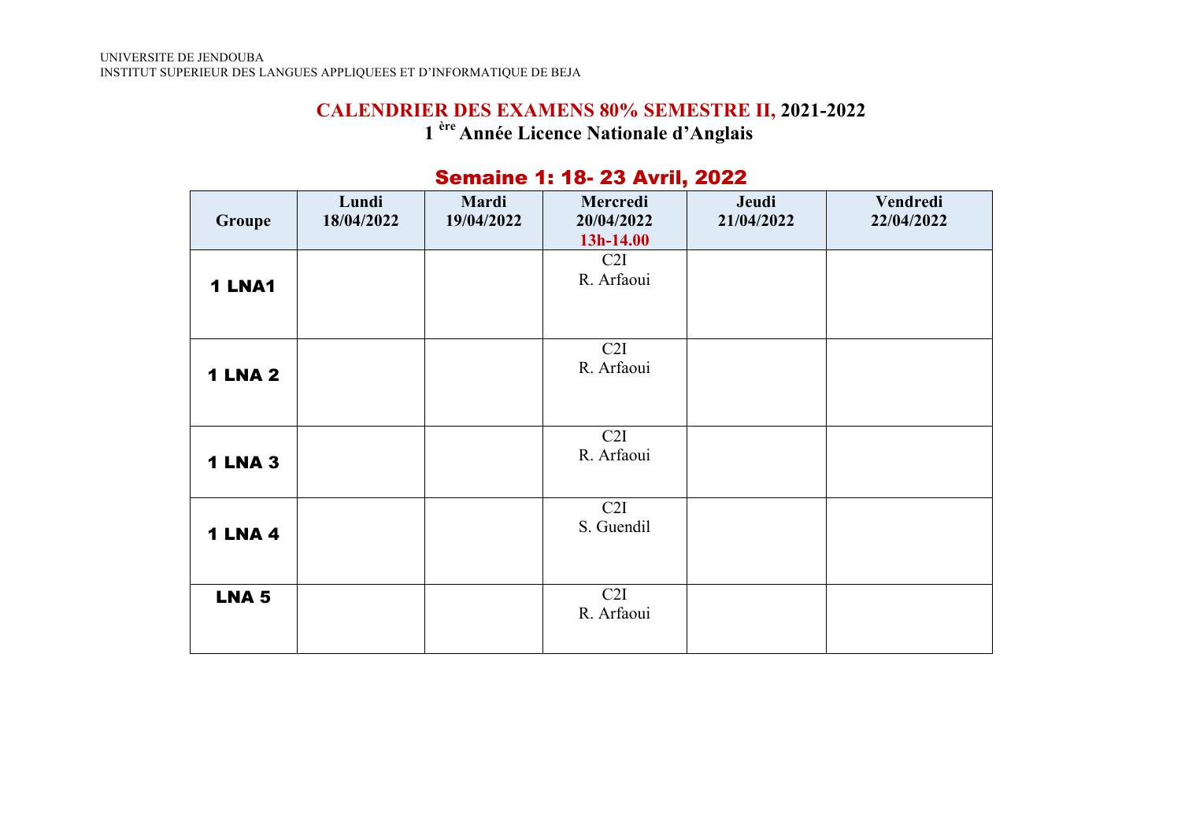UNIVERSITE DE JENDOUBA
INSTITUT SUPERIEUR DES LANGUES APPLIQUEES ET D'INFORMATIQUE DE BEJA

## CALENDRIER DES EXAMENS 80% SEMESTRE II, 2021-2022

### 1 ère Année Licence Nationale d'Anglais

### Semaine 1: 18- 23 Avril, 2022

| Groupe | Lundi 18/04/2022 | Mardi 19/04/2022 | Mercredi 20/04/2022 13h-14.00 | Jeudi 21/04/2022 | Vendredi 22/04/2022 |
|---|---|---|---|---|---|
| **1 LNA1** | | | C2I R. Arfaoui | | |
| **1 LNA 2** | | | C2I R. Arfaoui | | |
| **1 LNA 3** | | | C2I R. Arfaoui | | |
| **1 LNA 4** | | | C2I S. Guendil | | |
| **LNA 5** | | | C2I R. Arfaoui | | |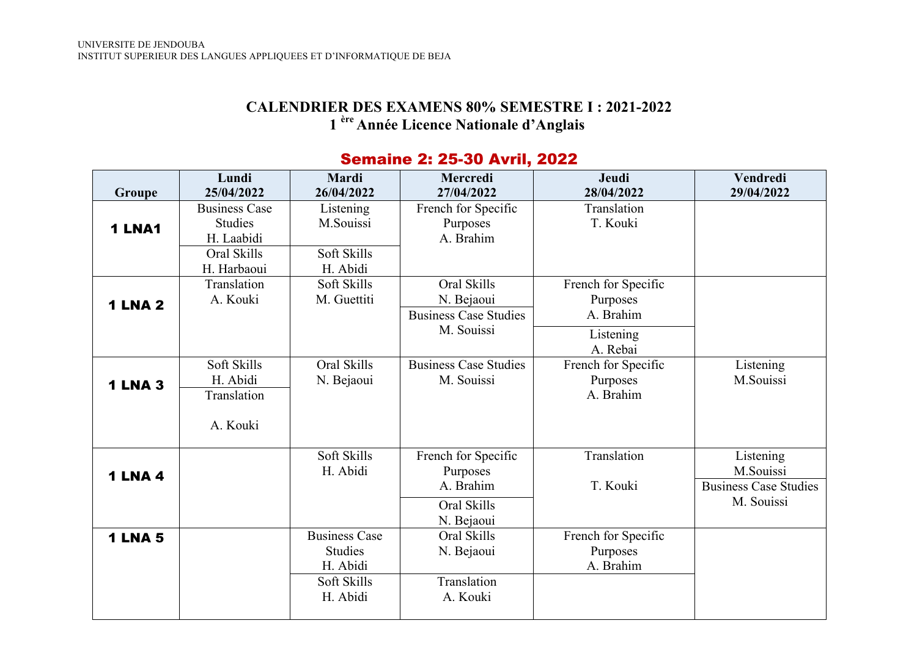UNIVERSITE DE JENDOUBA
INSTITUT SUPERIEUR DES LANGUES APPLIQUEES ET D'INFORMATIQUE DE BEJA

## CALENDRIER DES EXAMENS 80% SEMESTRE I : 2021-2022

## 1 ère Année Licence Nationale d'Anglais

### Semaine 2: 25-30 Avril, 2022

| Groupe | Lundi 25/04/2022 | Mardi 26/04/2022 | Mercredi 27/04/2022 | Jeudi 28/04/2022 | Vendredi 29/04/2022 |
|---|---|---|---|---|---|
| 1 LNA1 | Business Case Studies H. Laabidi | Listening M.Souissi | French for Specific Purposes A. Brahim | Translation T. Kouki | |
| | Oral Skills H. Harbaoui | Soft Skills H. Abidi | | | |
| 1 LNA 2 | Translation A. Kouki | Soft Skills M. Guettiti | Oral Skills N. Bejaoui | French for Specific Purposes A. Brahim | |
| | | | Business Case Studies M. Souissi | Listening A. Rebai | |
| 1 LNA 3 | Soft Skills H. Abidi | Oral Skills N. Bejaoui | Business Case Studies M. Souissi | French for Specific Purposes A. Brahim | Listening M.Souissi |
| | Translation A. Kouki | | | | |
| 1 LNA 4 | | Soft Skills H. Abidi | French for Specific Purposes A. Brahim | Translation T. Kouki | Listening M.Souissi |
| | | | Oral Skills N. Bejaoui | | Business Case Studies M. Souissi |
| 1 LNA 5 | | Business Case Studies H. Abidi | Oral Skills N. Bejaoui | French for Specific Purposes A. Brahim | |
| | | Soft Skills H. Abidi | Translation A. Kouki | | |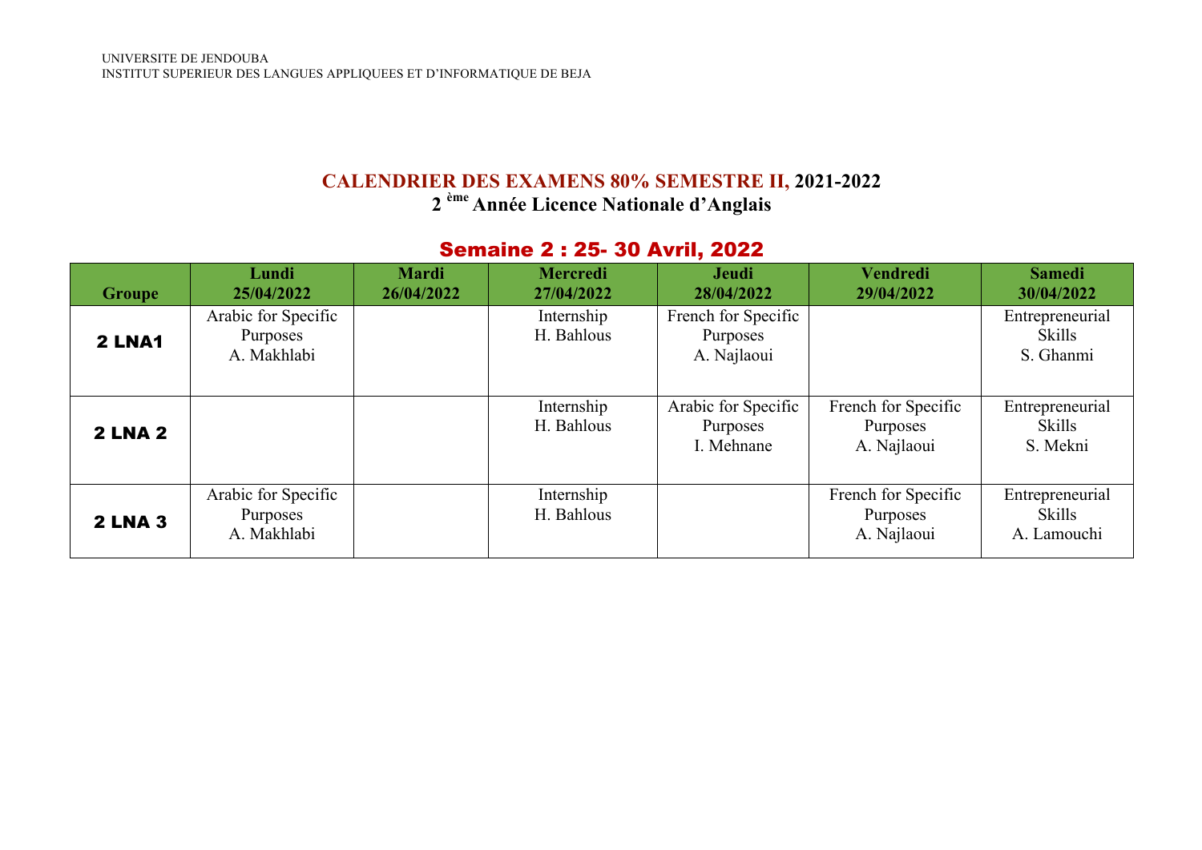UNIVERSITE DE JENDOUBA
INSTITUT SUPERIEUR DES LANGUES APPLIQUEES ET D'INFORMATIQUE DE BEJA

# CALENDRIER DES EXAMENS 80% SEMESTRE II, 2021-2022

## 2 ème Année Licence Nationale d'Anglais

## Semaine 2 : 25- 30 Avril, 2022

| Groupe | Lundi 25/04/2022 | Mardi 26/04/2022 | Mercredi 27/04/2022 | Jeudi 28/04/2022 | Vendredi 29/04/2022 | Samedi 30/04/2022 |
|---|---|---|---|---|---|---|
| **2 LNA1** | Arabic for Specific Purposes A. Makhlabi | | Internship H. Bahlous | French for Specific Purposes A. Najlaoui | | Entrepreneurial Skills S. Ghanmi |
| **2 LNA 2** | | | Internship H. Bahlous | Arabic for Specific Purposes I. Mehnane | French for Specific Purposes A. Najlaoui | Entrepreneurial Skills S. Mekni |
| **2 LNA 3** | Arabic for Specific Purposes A. Makhlabi | | Internship H. Bahlous | | French for Specific Purposes A. Najlaoui | Entrepreneurial Skills A. Lamouchi |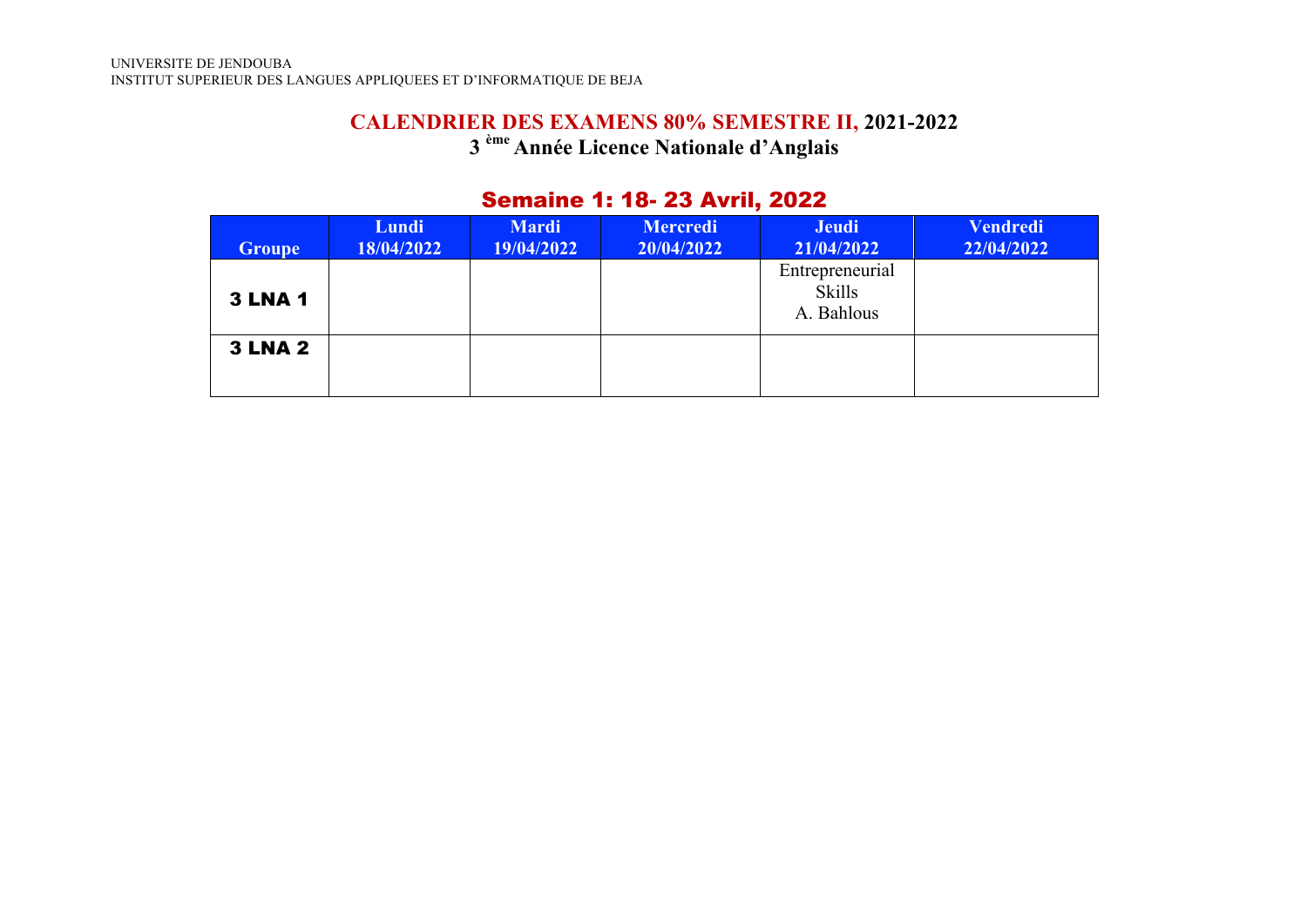UNIVERSITE DE JENDOUBA
INSTITUT SUPERIEUR DES LANGUES APPLIQUEES ET D'INFORMATIQUE DE BEJA

# CALENDRIER DES EXAMENS 80% SEMESTRE II, 2021-2022

## 3 ème Année Licence Nationale d'Anglais

## Semaine 1: 18- 23 Avril, 2022

| Groupe | Lundi 18/04/2022 | Mardi 19/04/2022 | Mercredi 20/04/2022 | Jeudi 21/04/2022 | Vendredi 22/04/2022 |
|---|---|---|---|---|---|
| 3 LNA 1 | | | | Entrepreneurial Skills A. Bahlous | |
| 3 LNA 2 | | | | | |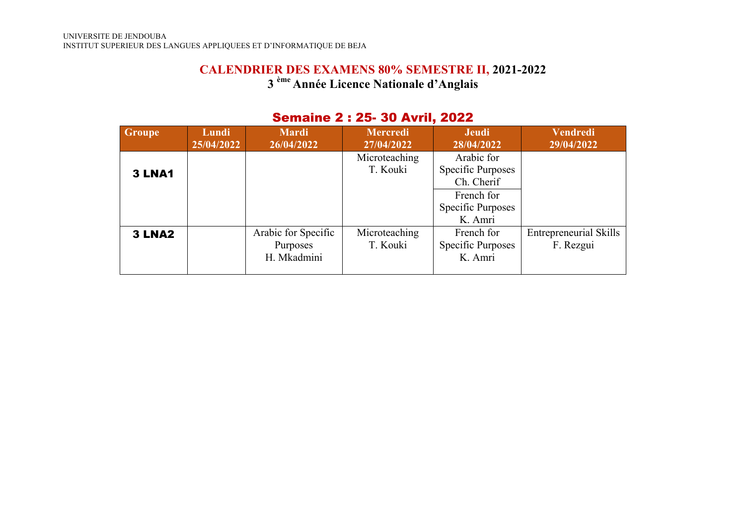UNIVERSITE DE JENDOUBA
INSTITUT SUPERIEUR DES LANGUES APPLIQUEES ET D'INFORMATIQUE DE BEJA

## CALENDRIER DES EXAMENS 80% SEMESTRE II, 2021-2022

### 3 ème Année Licence Nationale d'Anglais

### Semaine 2 : 25- 30 Avril, 2022

| Groupe | Lundi 25/04/2022 | Mardi 26/04/2022 | Mercredi 27/04/2022 | Jeudi 28/04/2022 | Vendredi 29/04/2022 |
|---|---|---|---|---|---|
| **3 LNA1** | | | Microteaching T. Kouki | Arabic for Specific Purposes Ch. Cherif<br>French for Specific Purposes K. Amri | |
| **3 LNA2** | | Arabic for Specific Purposes H. Mkadmini | Microteaching T. Kouki | French for Specific Purposes K. Amri | Entrepreneurial Skills F. Rezgui |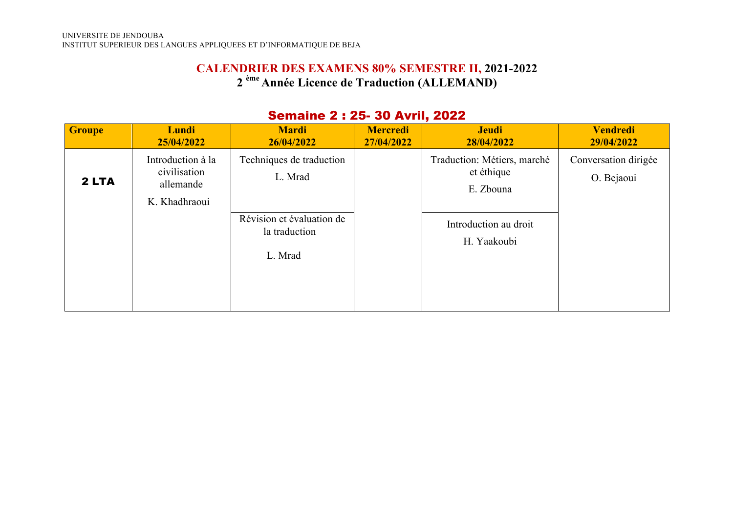UNIVERSITE DE JENDOUBA
INSTITUT SUPERIEUR DES LANGUES APPLIQUEES ET D'INFORMATIQUE DE BEJA

# CALENDRIER DES EXAMENS 80% SEMESTRE II, 2021-2022

## 2 ème Année Licence de Traduction (ALLEMAND)

### Semaine 2 : 25- 30 Avril, 2022

| Groupe | Lundi 25/04/2022 | Mardi 26/04/2022 | Mercredi 27/04/2022 | Jeudi 28/04/2022 | Vendredi 29/04/2022 |
|---|---|---|---|---|---|
| 2 LTA | Introduction à la civilisation allemande K. Khadhraoui | Techniques de traduction L. Mrad | | Traduction: Métiers, marché et éthique E. Zbouna | Conversation dirigée O. Bejaoui |
| | | Révision et évaluation de la traduction L. Mrad | | Introduction au droit H. Yaakoubi | |